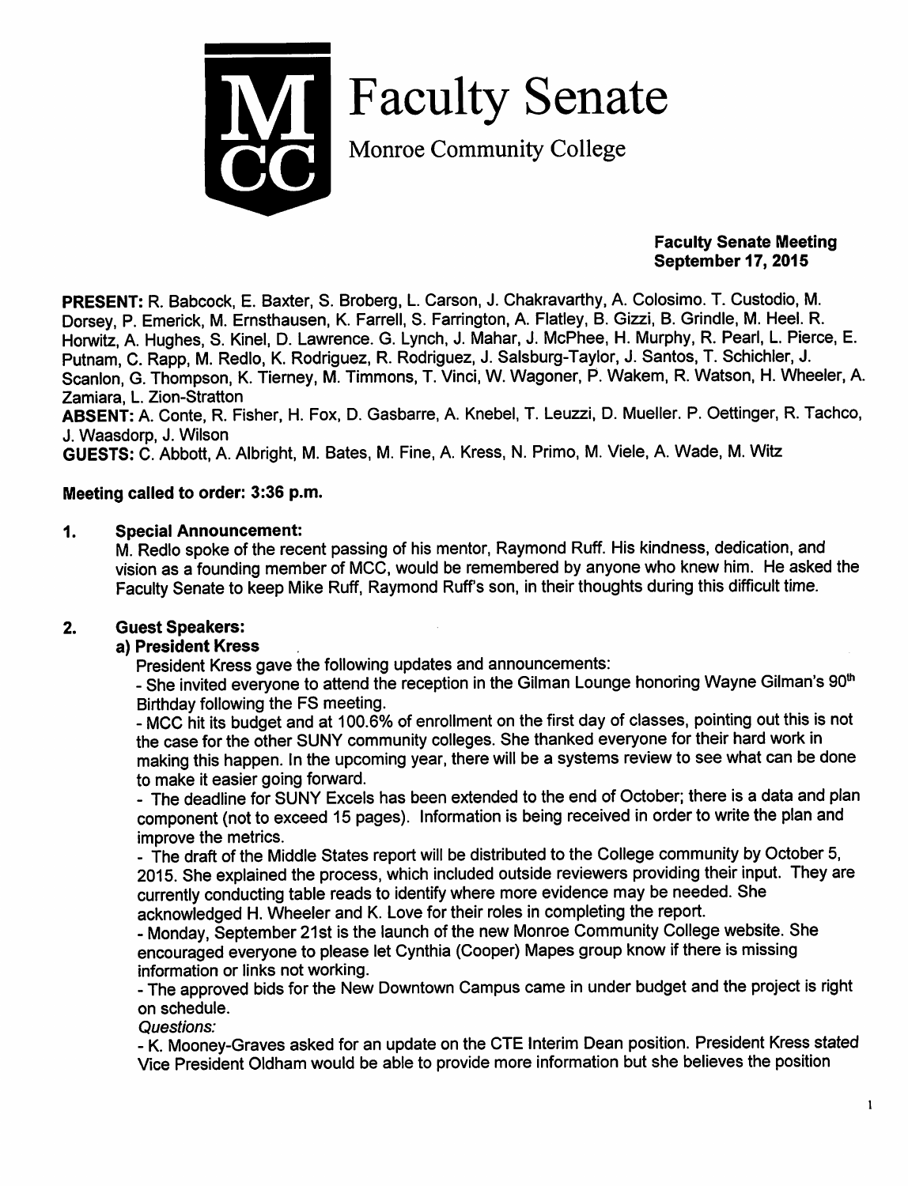# Faculty Senate

Monroe Community College

**Faculty Senate Meeting**
**September 17, 2015**

**PRESENT:** R. Babcock, E. Baxter, S. Broberg, L. Carson, J. Chakravarthy, A. Colosimo. T. Custodio, M. Dorsey, P. Emerick, M. Ernsthausen, K. Farrell, S. Farrington, A. Flatley, B. Gizzi, B. Grindle, M. Heel. R. Horwitz, A. Hughes, S. Kinel, D. Lawrence. G. Lynch, J. Mahar, J. McPhee, H. Murphy, R. Pearl, L. Pierce, E. Putnam, C. Rapp, M. Redlo, K. Rodriguez, R. Rodriguez, J. Salsburg-Taylor, J. Santos, T. Schichler, J. Scanlon, G. Thompson, K. Tierney, M. Timmons, T. Vinci, W. Wagoner, P. Wakem, R. Watson, H. Wheeler, A. Zamiara, L. Zion-Stratton

**ABSENT:** A. Conte, R. Fisher, H. Fox, D. Gasbarre, A. Knebel, T. Leuzzi, D. Mueller. P. Oettinger, R. Tachco, J. Waasdorp, J. Wilson

**GUESTS:** C. Abbott, A. Albright, M. Bates, M. Fine, A. Kress, N. Primo, M. Viele, A. Wade, M. Witz

**Meeting called to order: 3:36 p.m.**

## 1. Special Announcement:

M. Redlo spoke of the recent passing of his mentor, Raymond Ruff. His kindness, dedication, and vision as a founding member of MCC, would be remembered by anyone who knew him. He asked the Faculty Senate to keep Mike Ruff, Raymond Ruff's son, in their thoughts during this difficult time.

## 2. Guest Speakers:

### a) President Kress

President Kress gave the following updates and announcements:

- She invited everyone to attend the reception in the Gilman Lounge honoring Wayne Gilman's 90th Birthday following the FS meeting.
- MCC hit its budget and at 100.6% of enrollment on the first day of classes, pointing out this is not the case for the other SUNY community colleges. She thanked everyone for their hard work in making this happen. In the upcoming year, there will be a systems review to see what can be done to make it easier going forward.
- The deadline for SUNY Excels has been extended to the end of October; there is a data and plan component (not to exceed 15 pages). Information is being received in order to write the plan and improve the metrics.
- The draft of the Middle States report will be distributed to the College community by October 5, 2015. She explained the process, which included outside reviewers providing their input. They are currently conducting table reads to identify where more evidence may be needed. She acknowledged H. Wheeler and K. Love for their roles in completing the report.
- Monday, September 21st is the launch of the new Monroe Community College website. She encouraged everyone to please let Cynthia (Cooper) Mapes group know if there is missing information or links not working.
- The approved bids for the New Downtown Campus came in under budget and the project is right on schedule.

*Questions:*

- K. Mooney-Graves asked for an update on the CTE Interim Dean position. President Kress stated Vice President Oldham would be able to provide more information but she believes the position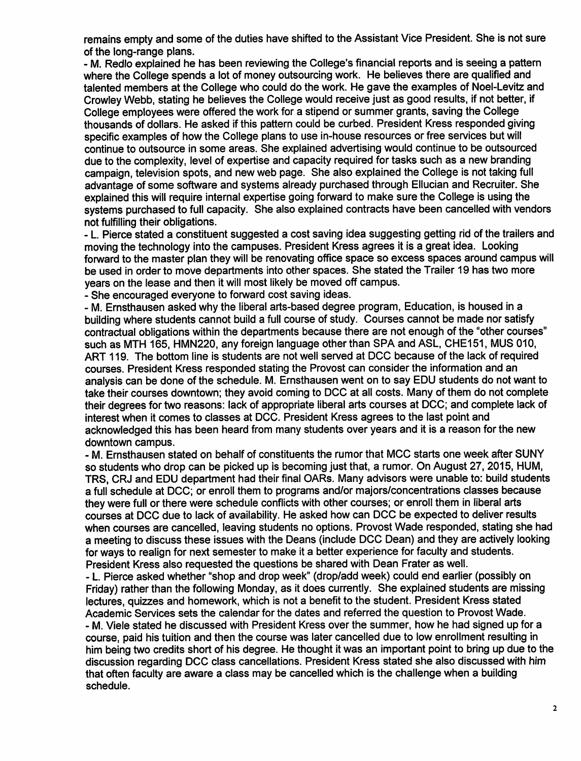remains empty and some of the duties have shifted to the Assistant Vice President. She is not sure of the long-range plans.

- M. Redlo explained he has been reviewing the College's financial reports and is seeing a pattern where the College spends a lot of money outsourcing work. He believes there are qualified and talented members at the College who could do the work. He gave the examples of Noel-Levitz and Crowley Webb, stating he believes the College would receive just as good results, if not better, if College employees were offered the work for a stipend or summer grants, saving the College thousands of dollars. He asked if this pattern could be curbed. President Kress responded giving specific examples of how the College plans to use in-house resources or free services but will continue to outsource in some areas. She explained advertising would continue to be outsourced due to the complexity, level of expertise and capacity required for tasks such as a new branding campaign, television spots, and new web page. She also explained the College is not taking full advantage of some software and systems already purchased through Ellucian and Recruiter. She explained this will require internal expertise going forward to make sure the College is using the systems purchased to full capacity. She also explained contracts have been cancelled with vendors not fulfilling their obligations.
- L. Pierce stated a constituent suggested a cost saving idea suggesting getting rid of the trailers and moving the technology into the campuses. President Kress agrees it is a great idea. Looking forward to the master plan they will be renovating office space so excess spaces around campus will be used in order to move departments into other spaces. She stated the Trailer 19 has two more years on the lease and then it will most likely be moved off campus.
- She encouraged everyone to forward cost saving ideas.
- M. Ernsthausen asked why the liberal arts-based degree program, Education, is housed in a building where students cannot build a full course of study. Courses cannot be made nor satisfy contractual obligations within the departments because there are not enough of the "other courses" such as MTH 165, HMN220, any foreign language other than SPA and ASL, CHE151, MUS 010, ART 119. The bottom line is students are not well served at DCC because of the lack of required courses. President Kress responded stating the Provost can consider the information and an analysis can be done of the schedule. M. Ernsthausen went on to say EDU students do not want to take their courses downtown; they avoid coming to DCC at all costs. Many of them do not complete their degrees for two reasons: lack of appropriate liberal arts courses at DCC; and complete lack of interest when it comes to classes at DCC. President Kress agrees to the last point and acknowledged this has been heard from many students over years and it is a reason for the new downtown campus.
- M. Ernsthausen stated on behalf of constituents the rumor that MCC starts one week after SUNY so students who drop can be picked up is becoming just that, a rumor. On August 27, 2015, HUM, TRS, CRJ and EDU department had their final OARs. Many advisors were unable to: build students a full schedule at DCC; or enroll them to programs and/or majors/concentrations classes because they were full or there were schedule conflicts with other courses; or enroll them in liberal arts courses at DCC due to lack of availability. He asked how can DCC be expected to deliver results when courses are cancelled, leaving students no options. Provost Wade responded, stating she had a meeting to discuss these issues with the Deans (include DCC Dean) and they are actively looking for ways to realign for next semester to make it a better experience for faculty and students. President Kress also requested the questions be shared with Dean Frater as well.
- L. Pierce asked whether "shop and drop week" (drop/add week) could end earlier (possibly on Friday) rather than the following Monday, as it does currently. She explained students are missing lectures, quizzes and homework, which is not a benefit to the student. President Kress stated Academic Services sets the calendar for the dates and referred the question to Provost Wade.
- M. Viele stated he discussed with President Kress over the summer, how he had signed up for a course, paid his tuition and then the course was later cancelled due to low enrollment resulting in him being two credits short of his degree. He thought it was an important point to bring up due to the discussion regarding DCC class cancellations. President Kress stated she also discussed with him that often faculty are aware a class may be cancelled which is the challenge when a building schedule.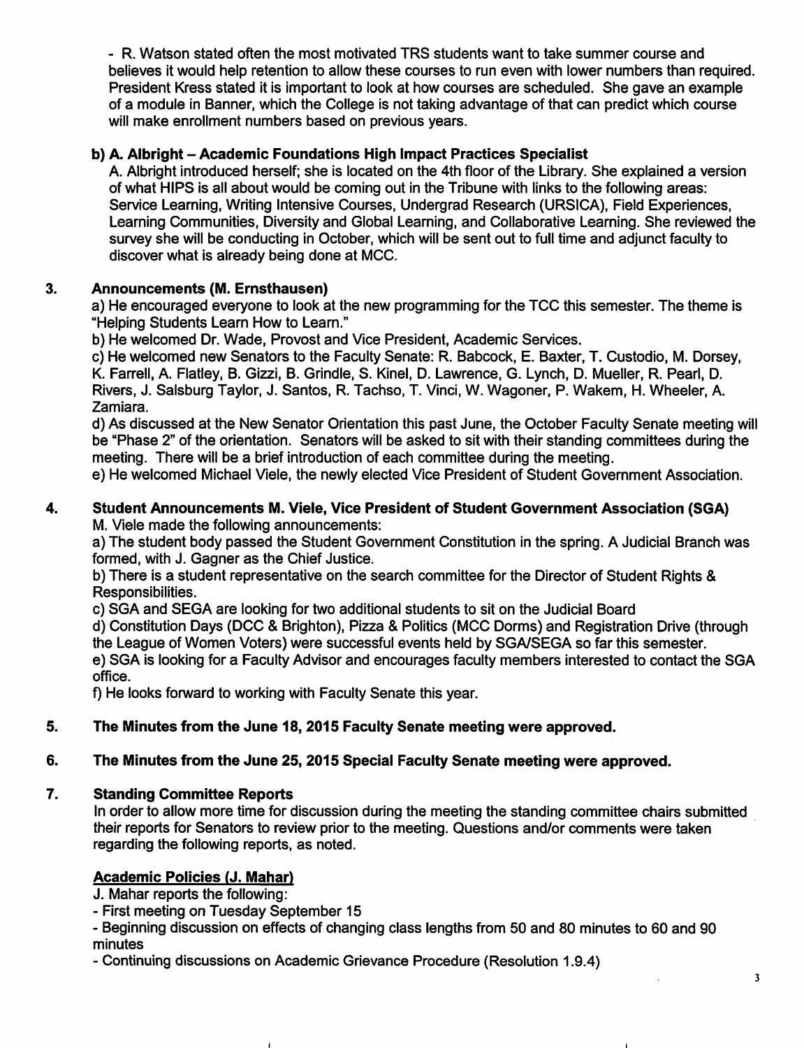- R. Watson stated often the most motivated TRS students want to take summer course and believes it would help retention to allow these courses to run even with lower numbers than required. President Kress stated it is important to look at how courses are scheduled. She gave an example of a module in Banner, which the College is not taking advantage of that can predict which course will make enrollment numbers based on previous years.

**b) A. Albright – Academic Foundations High Impact Practices Specialist**

A. Albright introduced herself; she is located on the 4th floor of the Library. She explained a version of what HIPS is all about would be coming out in the Tribune with links to the following areas: Service Learning, Writing Intensive Courses, Undergrad Research (URSICA), Field Experiences, Learning Communities, Diversity and Global Learning, and Collaborative Learning. She reviewed the survey she will be conducting in October, which will be sent out to full time and adjunct faculty to discover what is already being done at MCC.

**3. Announcements (M. Ernsthausen)**

a) He encouraged everyone to look at the new programming for the TCC this semester. The theme is "Helping Students Learn How to Learn."

b) He welcomed Dr. Wade, Provost and Vice President, Academic Services.

c) He welcomed new Senators to the Faculty Senate: R. Babcock, E. Baxter, T. Custodio, M. Dorsey, K. Farrell, A. Flatley, B. Gizzi, B. Grindle, S. Kinel, D. Lawrence, G. Lynch, D. Mueller, R. Pearl, D. Rivers, J. Salsburg Taylor, J. Santos, R. Tachso, T. Vinci, W. Wagoner, P. Wakem, H. Wheeler, A. Zamiara.

d) As discussed at the New Senator Orientation this past June, the October Faculty Senate meeting will be "Phase 2" of the orientation. Senators will be asked to sit with their standing committees during the meeting. There will be a brief introduction of each committee during the meeting.

e) He welcomed Michael Viele, the newly elected Vice President of Student Government Association.

**4. Student Announcements M. Viele, Vice President of Student Government Association (SGA)**

M. Viele made the following announcements:

a) The student body passed the Student Government Constitution in the spring. A Judicial Branch was formed, with J. Gagner as the Chief Justice.

b) There is a student representative on the search committee for the Director of Student Rights & Responsibilities.

c) SGA and SEGA are looking for two additional students to sit on the Judicial Board

d) Constitution Days (DCC & Brighton), Pizza & Politics (MCC Dorms) and Registration Drive (through the League of Women Voters) were successful events held by SGA/SEGA so far this semester.

e) SGA is looking for a Faculty Advisor and encourages faculty members interested to contact the SGA office.

f) He looks forward to working with Faculty Senate this year.

**5. The Minutes from the June 18, 2015 Faculty Senate meeting were approved.**

**6. The Minutes from the June 25, 2015 Special Faculty Senate meeting were approved.**

**7. Standing Committee Reports**

In order to allow more time for discussion during the meeting the standing committee chairs submitted their reports for Senators to review prior to the meeting. Questions and/or comments were taken regarding the following reports, as noted.

**Academic Policies (J. Mahar)**

J. Mahar reports the following:

- First meeting on Tuesday September 15
- Beginning discussion on effects of changing class lengths from 50 and 80 minutes to 60 and 90 minutes
- Continuing discussions on Academic Grievance Procedure (Resolution 1.9.4)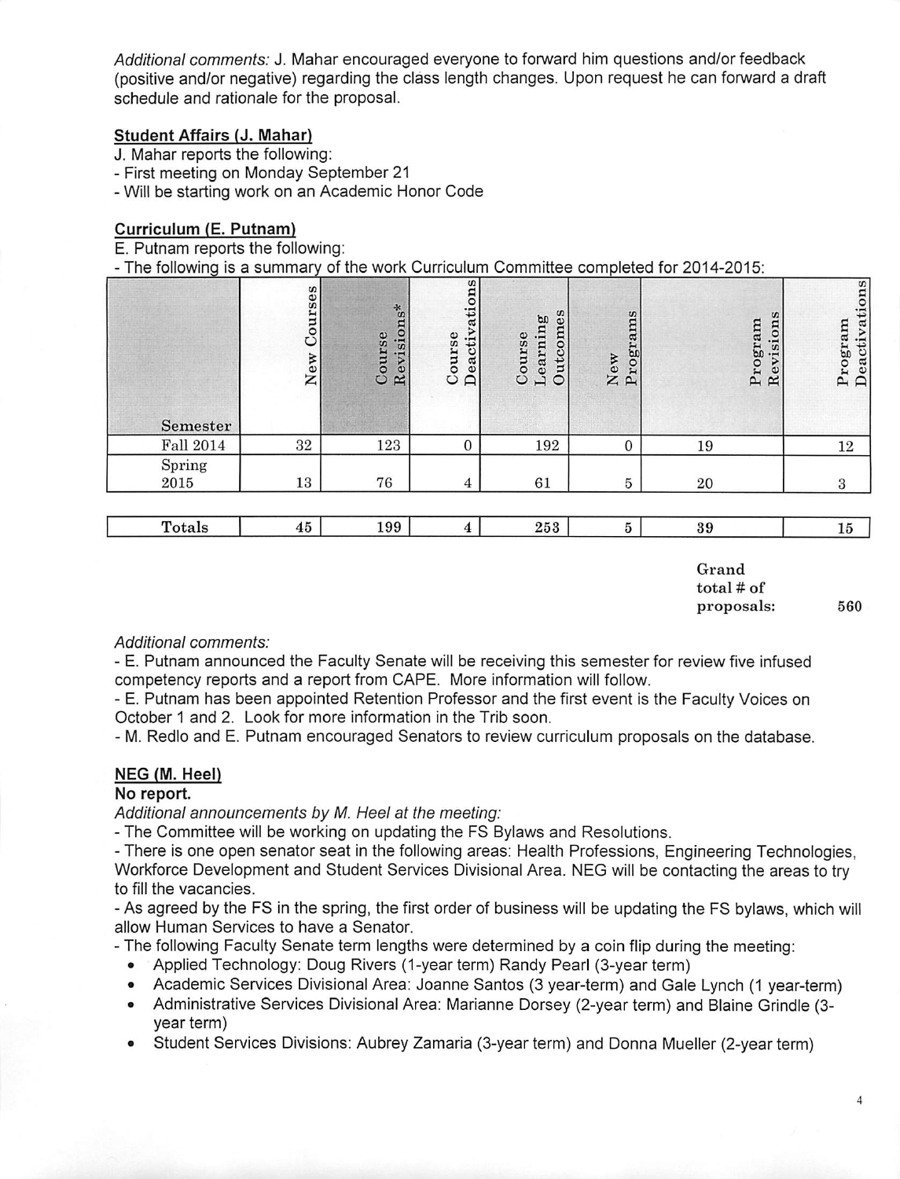*Additional comments:* J. Mahar encouraged everyone to forward him questions and/or feedback (positive and/or negative) regarding the class length changes. Upon request he can forward a draft schedule and rationale for the proposal.

**Student Affairs (J. Mahar)**

J. Mahar reports the following:

- First meeting on Monday September 21
- Will be starting work on an Academic Honor Code

**Curriculum (E. Putnam)**

E. Putnam reports the following:

- The following is a summary of the work Curriculum Committee completed for 2014-2015:

| Semester | New Courses | Course Revisions* | Course Deactivations | Course Learning Outcomes | New Programs | Program Revisions | Program Deactivations |
|---|---|---|---|---|---|---|---|
| Fall 2014 | 32 | 123 | 0 | 192 | 0 | 19 | 12 |
| Spring 2015 | 13 | 76 | 4 | 61 | 5 | 20 | 3 |
| **Totals** | 45 | 199 | 4 | 253 | 5 | 39 | 15 |

**Grand total # of proposals: 560**

*Additional comments:*

- E. Putnam announced the Faculty Senate will be receiving this semester for review five infused competency reports and a report from CAPE. More information will follow.
- E. Putnam has been appointed Retention Professor and the first event is the Faculty Voices on October 1 and 2. Look for more information in the Trib soon.
- M. Redlo and E. Putnam encouraged Senators to review curriculum proposals on the database.

**NEG (M. Heel)**

**No report.**

*Additional announcements by M. Heel at the meeting:*

- The Committee will be working on updating the FS Bylaws and Resolutions.
- There is one open senator seat in the following areas: Health Professions, Engineering Technologies, Workforce Development and Student Services Divisional Area. NEG will be contacting the areas to try to fill the vacancies.
- As agreed by the FS in the spring, the first order of business will be updating the FS bylaws, which will allow Human Services to have a Senator.
- The following Faculty Senate term lengths were determined by a coin flip during the meeting:
  - Applied Technology: Doug Rivers (1-year term) Randy Pearl (3-year term)
  - Academic Services Divisional Area: Joanne Santos (3 year-term) and Gale Lynch (1 year-term)
  - Administrative Services Divisional Area: Marianne Dorsey (2-year term) and Blaine Grindle (3-year term)
  - Student Services Divisions: Aubrey Zamaria (3-year term) and Donna Mueller (2-year term)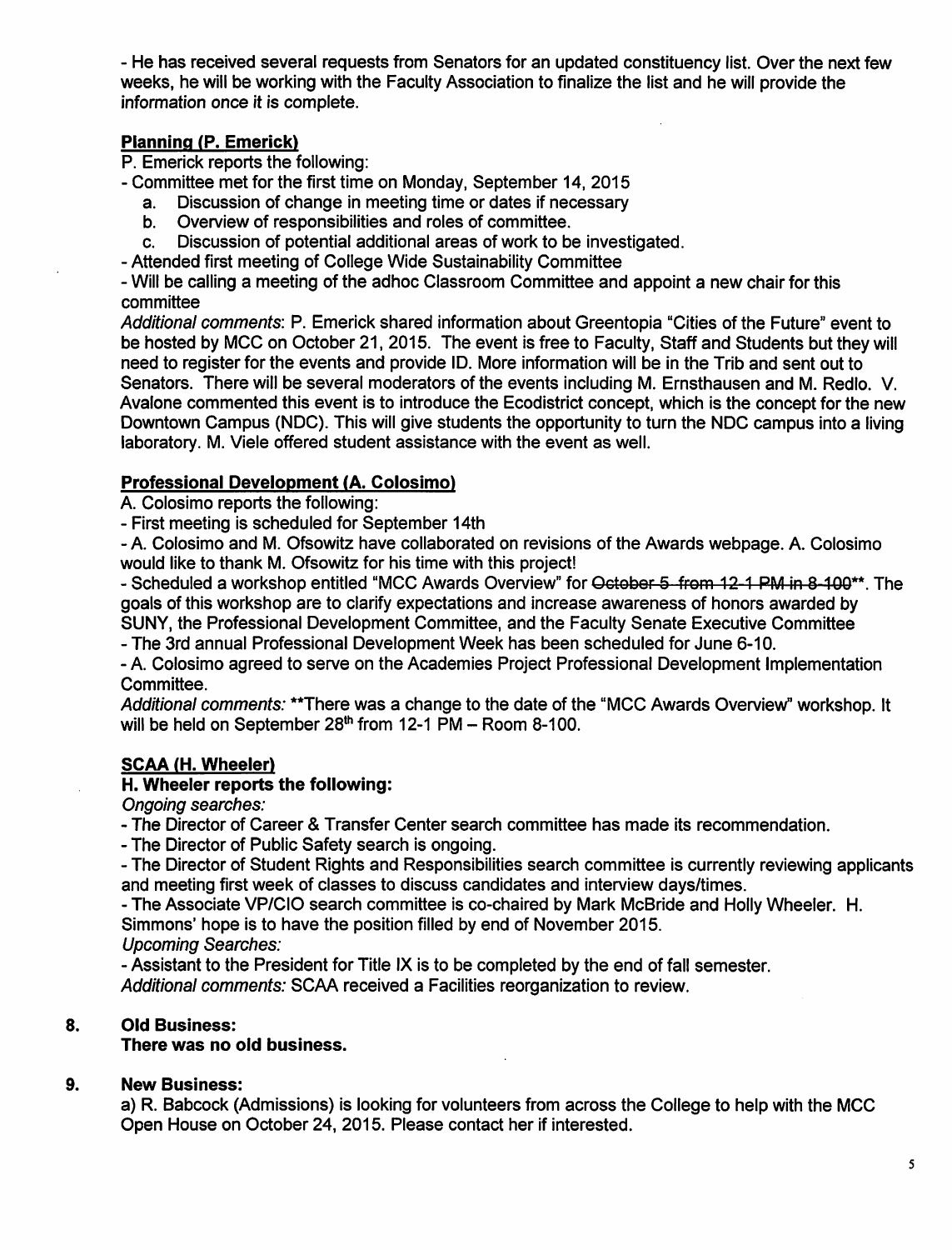- He has received several requests from Senators for an updated constituency list. Over the next few weeks, he will be working with the Faculty Association to finalize the list and he will provide the information once it is complete.

**Planning (P. Emerick)**

P. Emerick reports the following:

- Committee met for the first time on Monday, September 14, 2015
   a. Discussion of change in meeting time or dates if necessary
   b. Overview of responsibilities and roles of committee.
   c. Discussion of potential additional areas of work to be investigated.
- Attended first meeting of College Wide Sustainability Committee
- Will be calling a meeting of the adhoc Classroom Committee and appoint a new chair for this committee

*Additional comments*: P. Emerick shared information about Greentopia "Cities of the Future" event to be hosted by MCC on October 21, 2015. The event is free to Faculty, Staff and Students but they will need to register for the events and provide ID. More information will be in the Trib and sent out to Senators. There will be several moderators of the events including M. Ernsthausen and M. Redlo. V. Avalone commented this event is to introduce the Ecodistrict concept, which is the concept for the new Downtown Campus (NDC). This will give students the opportunity to turn the NDC campus into a living laboratory. M. Viele offered student assistance with the event as well.

**Professional Development (A. Colosimo)**

A. Colosimo reports the following:

- First meeting is scheduled for September 14th
- A. Colosimo and M. Ofsowitz have collaborated on revisions of the Awards webpage. A. Colosimo would like to thank M. Ofsowitz for his time with this project!
- Scheduled a workshop entitled "MCC Awards Overview" for ~~October 5 from 12-1 PM in 8-100~~**. The goals of this workshop are to clarify expectations and increase awareness of honors awarded by SUNY, the Professional Development Committee, and the Faculty Senate Executive Committee
- The 3rd annual Professional Development Week has been scheduled for June 6-10.
- A. Colosimo agreed to serve on the Academies Project Professional Development Implementation Committee.

*Additional comments:* **There was a change to the date of the "MCC Awards Overview" workshop. It will be held on September 28th from 12-1 PM – Room 8-100.

**SCAA (H. Wheeler)**

**H. Wheeler reports the following:**

*Ongoing searches:*

- The Director of Career & Transfer Center search committee has made its recommendation.
- The Director of Public Safety search is ongoing.
- The Director of Student Rights and Responsibilities search committee is currently reviewing applicants and meeting first week of classes to discuss candidates and interview days/times.
- The Associate VP/CIO search committee is co-chaired by Mark McBride and Holly Wheeler. H. Simmons' hope is to have the position filled by end of November 2015.

*Upcoming Searches:*

- Assistant to the President for Title IX is to be completed by the end of fall semester.

*Additional comments:* SCAA received a Facilities reorganization to review.

**8. Old Business:**

**There was no old business.**

**9. New Business:**

a) R. Babcock (Admissions) is looking for volunteers from across the College to help with the MCC Open House on October 24, 2015. Please contact her if interested.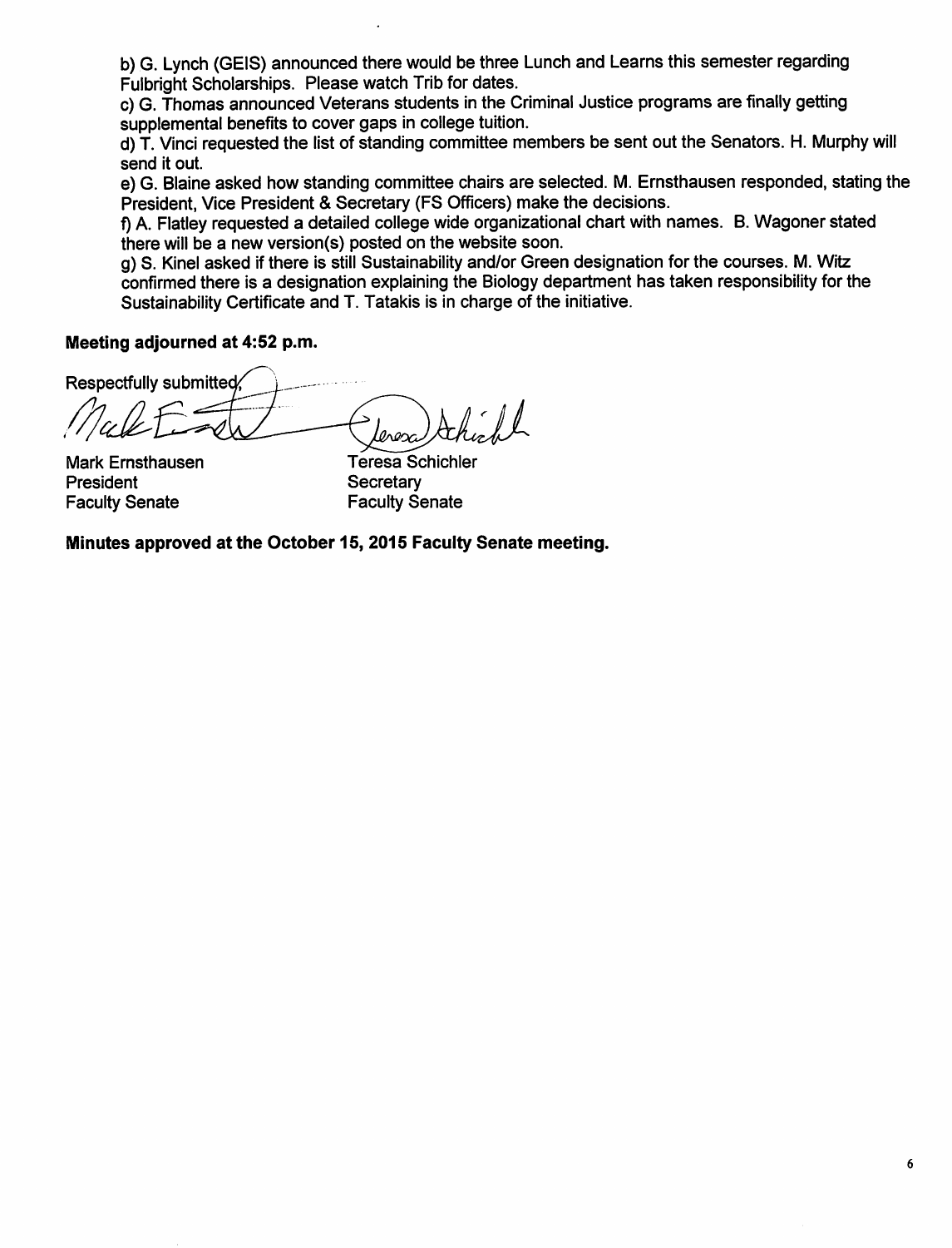b) G. Lynch (GEIS) announced there would be three Lunch and Learns this semester regarding Fulbright Scholarships. Please watch Trib for dates.

c) G. Thomas announced Veterans students in the Criminal Justice programs are finally getting supplemental benefits to cover gaps in college tuition.

d) T. Vinci requested the list of standing committee members be sent out the Senators. H. Murphy will send it out.

e) G. Blaine asked how standing committee chairs are selected. M. Ernsthausen responded, stating the President, Vice President & Secretary (FS Officers) make the decisions.

f) A. Flatley requested a detailed college wide organizational chart with names. B. Wagoner stated there will be a new version(s) posted on the website soon.

g) S. Kinel asked if there is still Sustainability and/or Green designation for the courses. M. Witz confirmed there is a designation explaining the Biology department has taken responsibility for the Sustainability Certificate and T. Tatakis is in charge of the initiative.

**Meeting adjourned at 4:52 p.m.**

Respectfully submitted,

| | |
|---|---|
| Mark Ernsthausen | Teresa Schichler |
| President | Secretary |
| Faculty Senate | Faculty Senate |

**Minutes approved at the October 15, 2015 Faculty Senate meeting.**